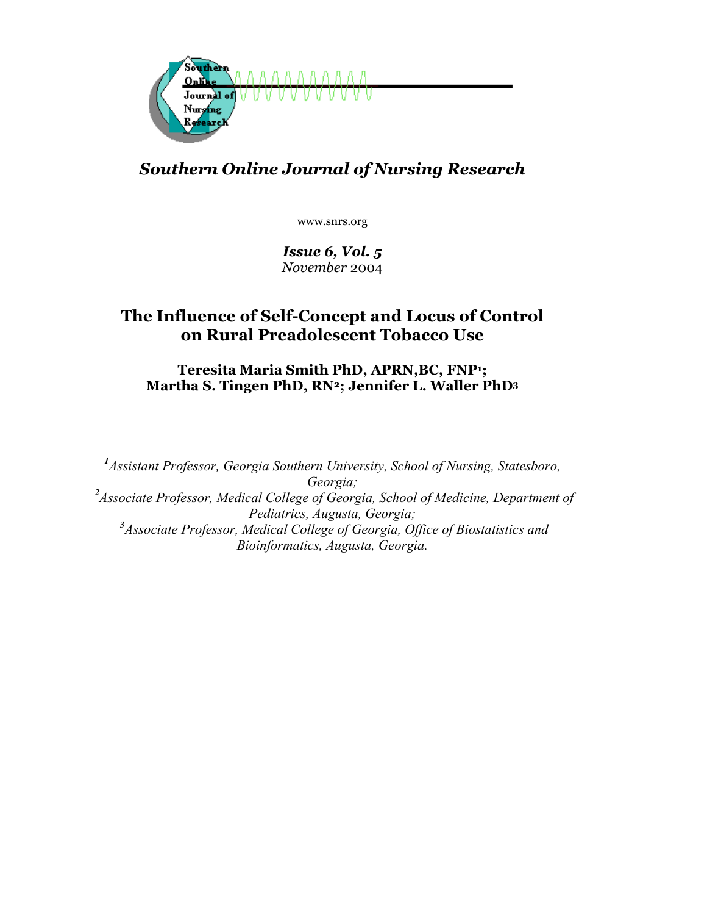*Southern Online Journal of Nursing Research*

www.snrs.org

***Issue 6, Vol. 5***
*November* 2004

# The Influence of Self-Concept and Locus of Control on Rural Preadolescent Tobacco Use

**Teresita Maria Smith PhD, APRN,BC, FNP[1]; Martha S. Tingen PhD, RN[2]; Jennifer L. Waller PhD[3]**

*[1]Assistant Professor, Georgia Southern University, School of Nursing, Statesboro, Georgia;*
*[2]Associate Professor, Medical College of Georgia, School of Medicine, Department of Pediatrics, Augusta, Georgia;*
*[3]Associate Professor, Medical College of Georgia, Office of Biostatistics and Bioinformatics, Augusta, Georgia.*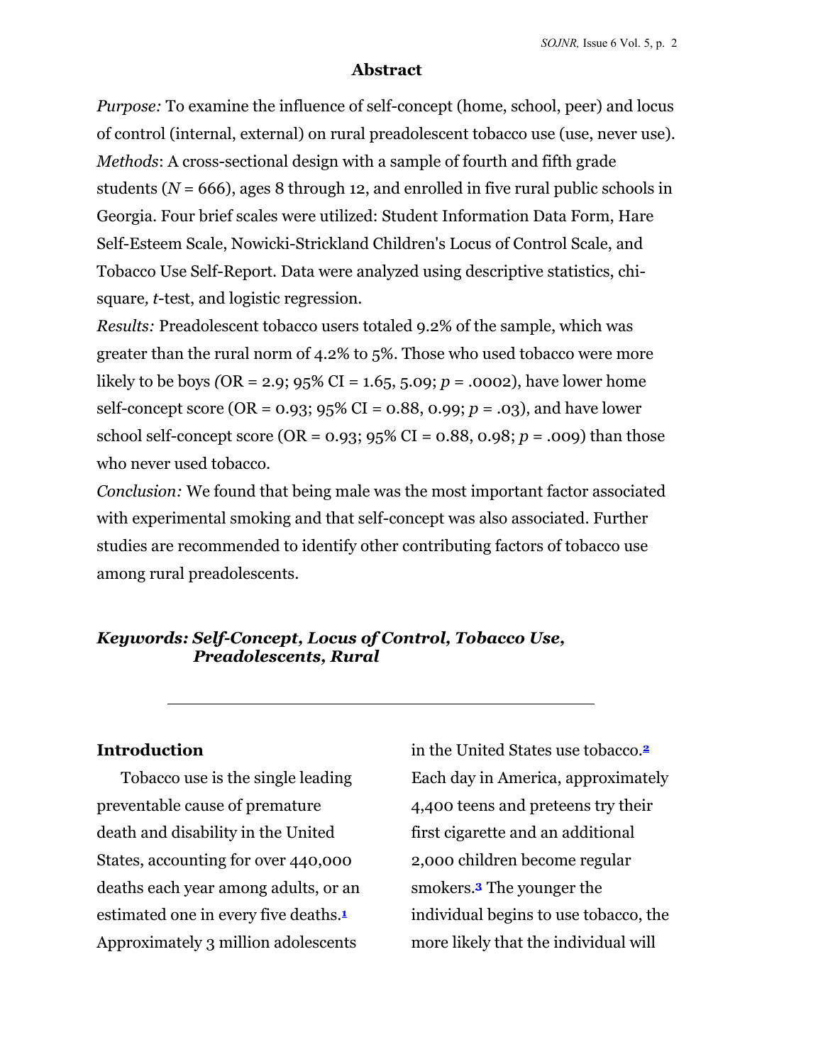## Abstract

*Purpose:* To examine the influence of self-concept (home, school, peer) and locus of control (internal, external) on rural preadolescent tobacco use (use, never use).
*Methods*: A cross-sectional design with a sample of fourth and fifth grade students ($N$ = 666), ages 8 through 12, and enrolled in five rural public schools in Georgia. Four brief scales were utilized: Student Information Data Form, Hare Self-Esteem Scale, Nowicki-Strickland Children's Locus of Control Scale, and Tobacco Use Self-Report. Data were analyzed using descriptive statistics, chi-square, $t$-test, and logistic regression.
*Results:* Preadolescent tobacco users totaled 9.2% of the sample, which was greater than the rural norm of 4.2% to 5%. Those who used tobacco were more likely to be boys (OR = 2.9; 95% CI = 1.65, 5.09; $p$ = .0002), have lower home self-concept score (OR = 0.93; 95% CI = 0.88, 0.99; $p$ = .03), and have lower school self-concept score (OR = 0.93; 95% CI = 0.88, 0.98; $p$ = .009) than those who never used tobacco.
*Conclusion:* We found that being male was the most important factor associated with experimental smoking and that self-concept was also associated. Further studies are recommended to identify other contributing factors of tobacco use among rural preadolescents.

***Keywords: Self-Concept, Locus of Control, Tobacco Use, Preadolescents, Rural***

---

## Introduction

Tobacco use is the single leading preventable cause of premature death and disability in the United States, accounting for over 440,000 deaths each year among adults, or an estimated one in every five deaths.[1] Approximately 3 million adolescents in the United States use tobacco.[2] Each day in America, approximately 4,400 teens and preteens try their first cigarette and an additional 2,000 children become regular smokers.[3] The younger the individual begins to use tobacco, the more likely that the individual will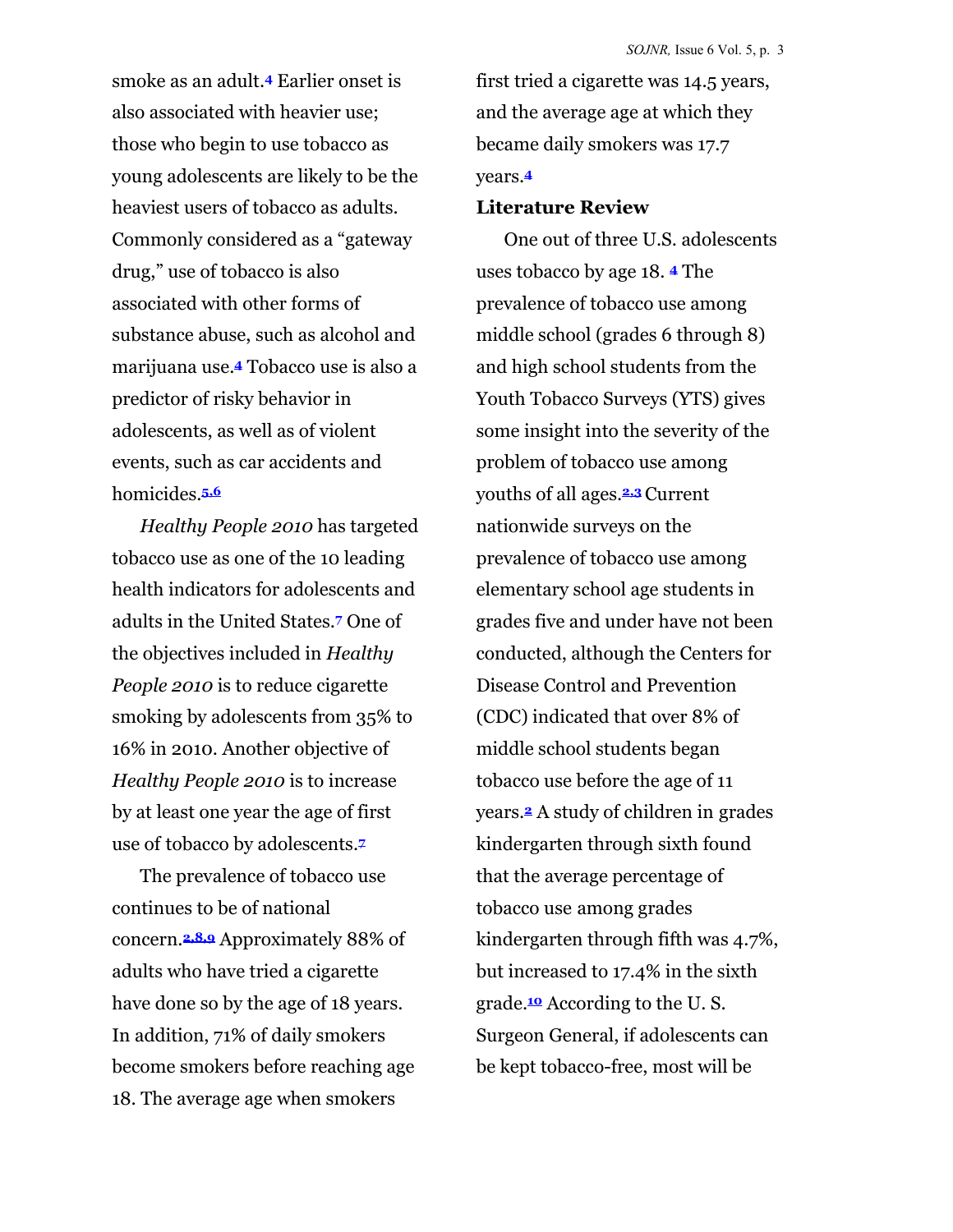smoke as an adult.[4] Earlier onset is also associated with heavier use; those who begin to use tobacco as young adolescents are likely to be the heaviest users of tobacco as adults. Commonly considered as a "gateway drug," use of tobacco is also associated with other forms of substance abuse, such as alcohol and marijuana use.[4] Tobacco use is also a predictor of risky behavior in adolescents, as well as of violent events, such as car accidents and homicides.[5,6]

*Healthy People 2010* has targeted tobacco use as one of the 10 leading health indicators for adolescents and adults in the United States.[7] One of the objectives included in *Healthy People 2010* is to reduce cigarette smoking by adolescents from 35% to 16% in 2010. Another objective of *Healthy People 2010* is to increase by at least one year the age of first use of tobacco by adolescents.[7]

The prevalence of tobacco use continues to be of national concern.[2,8,9] Approximately 88% of adults who have tried a cigarette have done so by the age of 18 years. In addition, 71% of daily smokers become smokers before reaching age 18. The average age when smokers first tried a cigarette was 14.5 years, and the average age at which they became daily smokers was 17.7 years.[4]

## Literature Review

One out of three U.S. adolescents uses tobacco by age 18. [4] The prevalence of tobacco use among middle school (grades 6 through 8) and high school students from the Youth Tobacco Surveys (YTS) gives some insight into the severity of the problem of tobacco use among youths of all ages.[2,3] Current nationwide surveys on the prevalence of tobacco use among elementary school age students in grades five and under have not been conducted, although the Centers for Disease Control and Prevention (CDC) indicated that over 8% of middle school students began tobacco use before the age of 11 years.[2] A study of children in grades kindergarten through sixth found that the average percentage of tobacco use among grades kindergarten through fifth was 4.7%, but increased to 17.4% in the sixth grade.[10] According to the U. S. Surgeon General, if adolescents can be kept tobacco-free, most will be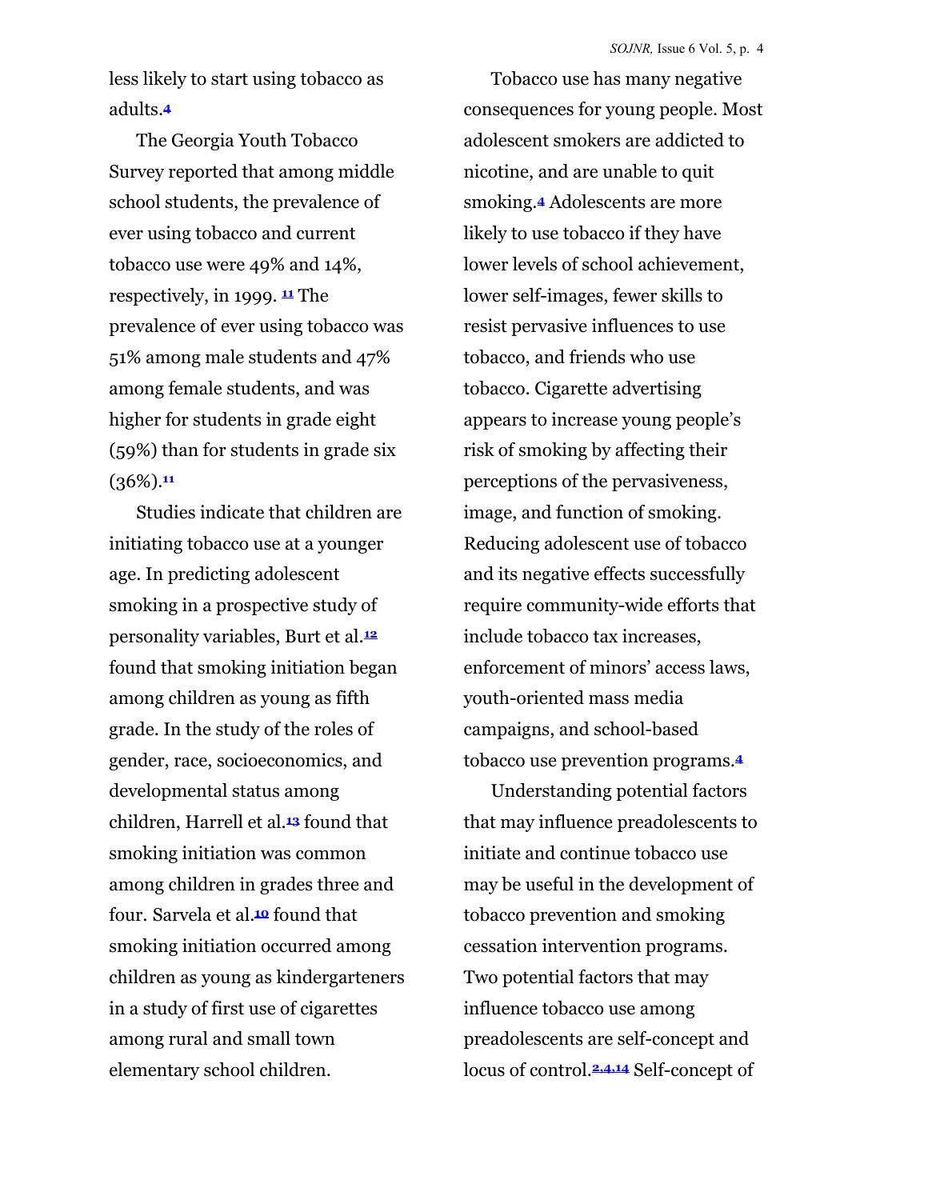less likely to start using tobacco as adults.[4]

The Georgia Youth Tobacco Survey reported that among middle school students, the prevalence of ever using tobacco and current tobacco use were 49% and 14%, respectively, in 1999. [11] The prevalence of ever using tobacco was 51% among male students and 47% among female students, and was higher for students in grade eight (59%) than for students in grade six (36%).[11]

Studies indicate that children are initiating tobacco use at a younger age. In predicting adolescent smoking in a prospective study of personality variables, Burt et al.[12] found that smoking initiation began among children as young as fifth grade. In the study of the roles of gender, race, socioeconomics, and developmental status among children, Harrell et al.[13] found that smoking initiation was common among children in grades three and four. Sarvela et al.[10] found that smoking initiation occurred among children as young as kindergarteners in a study of first use of cigarettes among rural and small town elementary school children.

Tobacco use has many negative consequences for young people. Most adolescent smokers are addicted to nicotine, and are unable to quit smoking.[4] Adolescents are more likely to use tobacco if they have lower levels of school achievement, lower self-images, fewer skills to resist pervasive influences to use tobacco, and friends who use tobacco. Cigarette advertising appears to increase young people's risk of smoking by affecting their perceptions of the pervasiveness, image, and function of smoking. Reducing adolescent use of tobacco and its negative effects successfully require community-wide efforts that include tobacco tax increases, enforcement of minors' access laws, youth-oriented mass media campaigns, and school-based tobacco use prevention programs.[4]

Understanding potential factors that may influence preadolescents to initiate and continue tobacco use may be useful in the development of tobacco prevention and smoking cessation intervention programs. Two potential factors that may influence tobacco use among preadolescents are self-concept and locus of control.[2,4,14] Self-concept of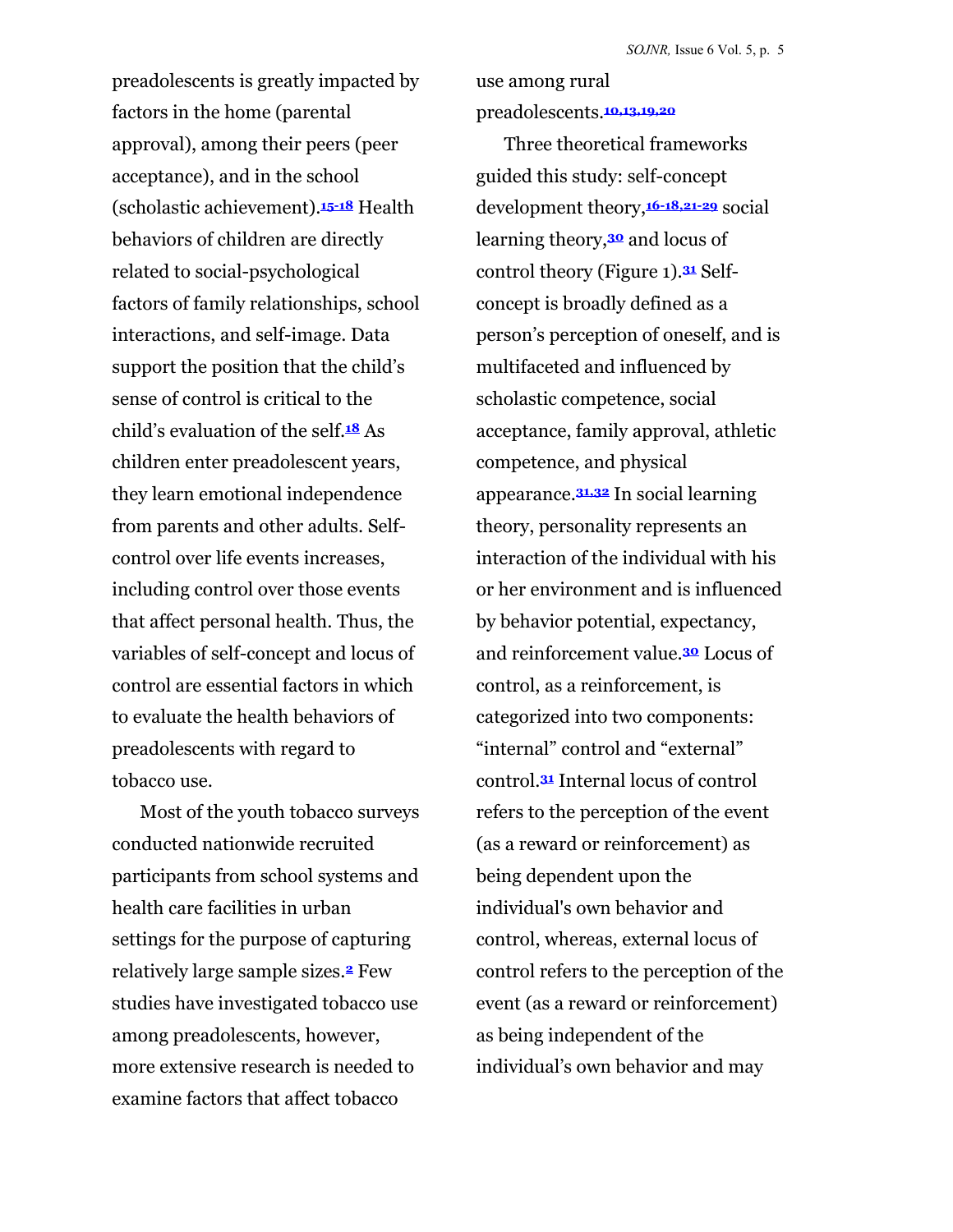preadolescents is greatly impacted by factors in the home (parental approval), among their peers (peer acceptance), and in the school (scholastic achievement).[15-18] Health behaviors of children are directly related to social-psychological factors of family relationships, school interactions, and self-image. Data support the position that the child's sense of control is critical to the child's evaluation of the self.[18] As children enter preadolescent years, they learn emotional independence from parents and other adults. Self-control over life events increases, including control over those events that affect personal health. Thus, the variables of self-concept and locus of control are essential factors in which to evaluate the health behaviors of preadolescents with regard to tobacco use.

Most of the youth tobacco surveys conducted nationwide recruited participants from school systems and health care facilities in urban settings for the purpose of capturing relatively large sample sizes.[2] Few studies have investigated tobacco use among preadolescents, however, more extensive research is needed to examine factors that affect tobacco use among rural preadolescents.[10,13,19,20]

Three theoretical frameworks guided this study: self-concept development theory,[16-18,21-29] social learning theory,[30] and locus of control theory (Figure 1).[31] Self-concept is broadly defined as a person's perception of oneself, and is multifaceted and influenced by scholastic competence, social acceptance, family approval, athletic competence, and physical appearance.[31,32] In social learning theory, personality represents an interaction of the individual with his or her environment and is influenced by behavior potential, expectancy, and reinforcement value.[30] Locus of control, as a reinforcement, is categorized into two components: "internal" control and "external" control.[31] Internal locus of control refers to the perception of the event (as a reward or reinforcement) as being dependent upon the individual's own behavior and control, whereas, external locus of control refers to the perception of the event (as a reward or reinforcement) as being independent of the individual's own behavior and may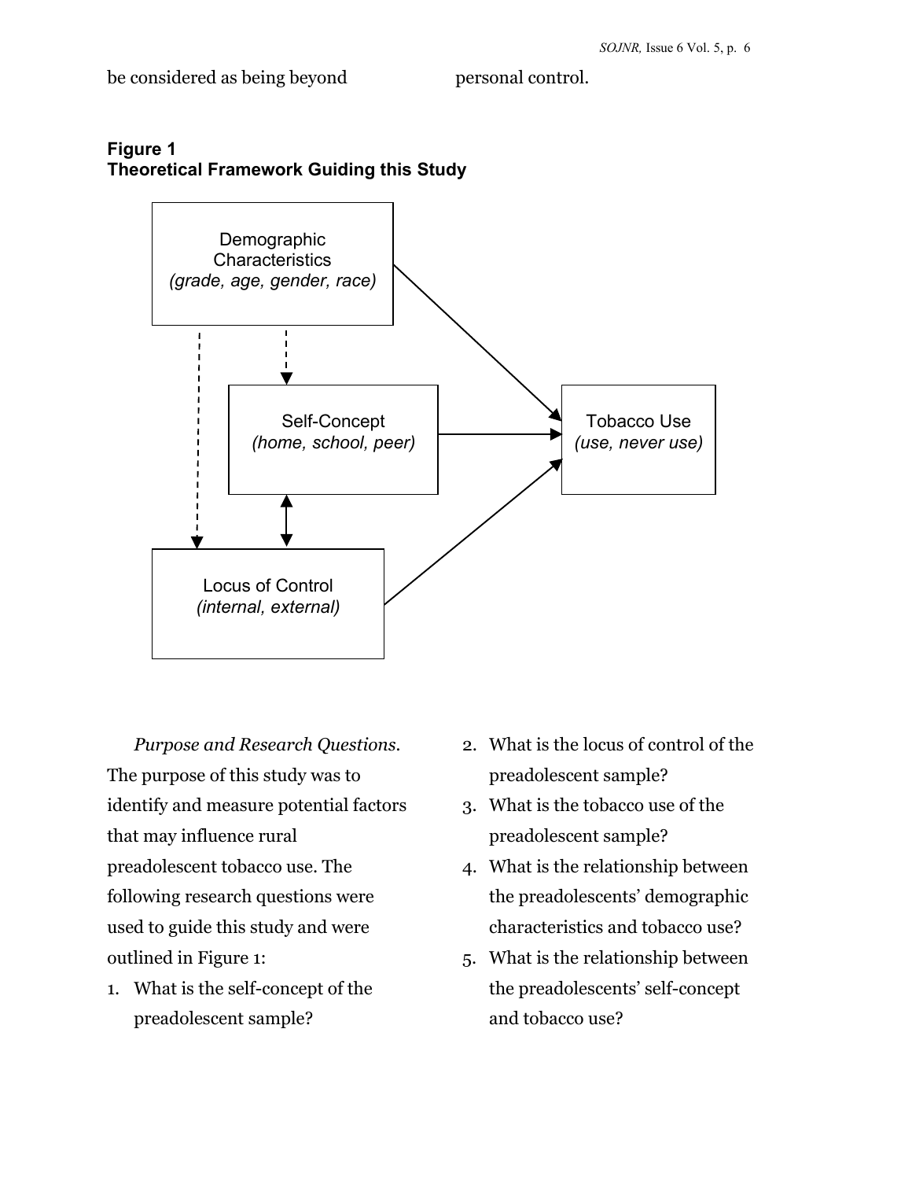be considered as being beyond personal control.

**Figure 1**
**Theoretical Framework Guiding this Study**

Demographic Characteristics *(grade, age, gender, race)*

Self-Concept *(home, school, peer)*

Tobacco Use *(use, never use)*

Locus of Control *(internal, external)*

*Purpose and Research Questions.* The purpose of this study was to identify and measure potential factors that may influence rural preadolescent tobacco use. The following research questions were used to guide this study and were outlined in Figure 1:

1. What is the self-concept of the preadolescent sample?
2. What is the locus of control of the preadolescent sample?
3. What is the tobacco use of the preadolescent sample?
4. What is the relationship between the preadolescents' demographic characteristics and tobacco use?
5. What is the relationship between the preadolescents' self-concept and tobacco use?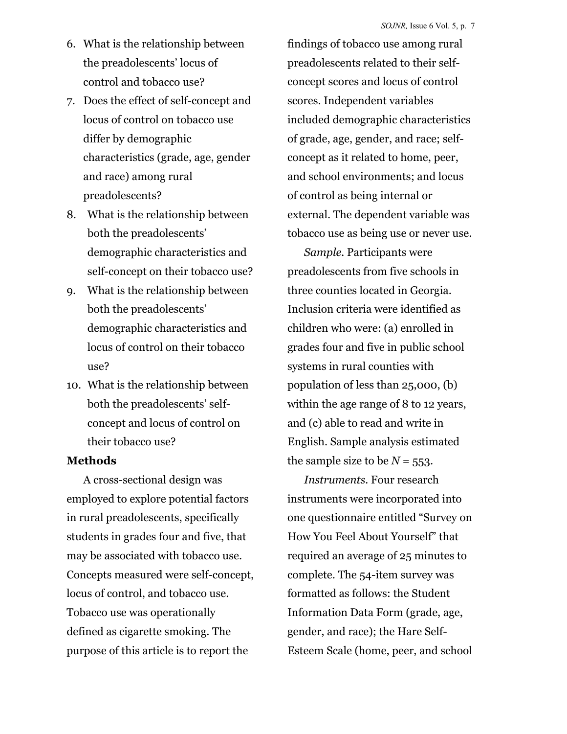6. What is the relationship between the preadolescents' locus of control and tobacco use?
7. Does the effect of self-concept and locus of control on tobacco use differ by demographic characteristics (grade, age, gender and race) among rural preadolescents?
8. What is the relationship between both the preadolescents' demographic characteristics and self-concept on their tobacco use?
9. What is the relationship between both the preadolescents' demographic characteristics and locus of control on their tobacco use?
10. What is the relationship between both the preadolescents' self-concept and locus of control on their tobacco use?

**Methods**

A cross-sectional design was employed to explore potential factors in rural preadolescents, specifically students in grades four and five, that may be associated with tobacco use. Concepts measured were self-concept, locus of control, and tobacco use. Tobacco use was operationally defined as cigarette smoking. The purpose of this article is to report the findings of tobacco use among rural preadolescents related to their self-concept scores and locus of control scores. Independent variables included demographic characteristics of grade, age, gender, and race; self-concept as it related to home, peer, and school environments; and locus of control as being internal or external. The dependent variable was tobacco use as being use or never use.

*Sample.* Participants were preadolescents from five schools in three counties located in Georgia. Inclusion criteria were identified as children who were: (a) enrolled in grades four and five in public school systems in rural counties with population of less than 25,000, (b) within the age range of 8 to 12 years, and (c) able to read and write in English. Sample analysis estimated the sample size to be $N = 553$.

*Instruments.* Four research instruments were incorporated into one questionnaire entitled "Survey on How You Feel About Yourself" that required an average of 25 minutes to complete. The 54-item survey was formatted as follows: the Student Information Data Form (grade, age, gender, and race); the Hare Self-Esteem Scale (home, peer, and school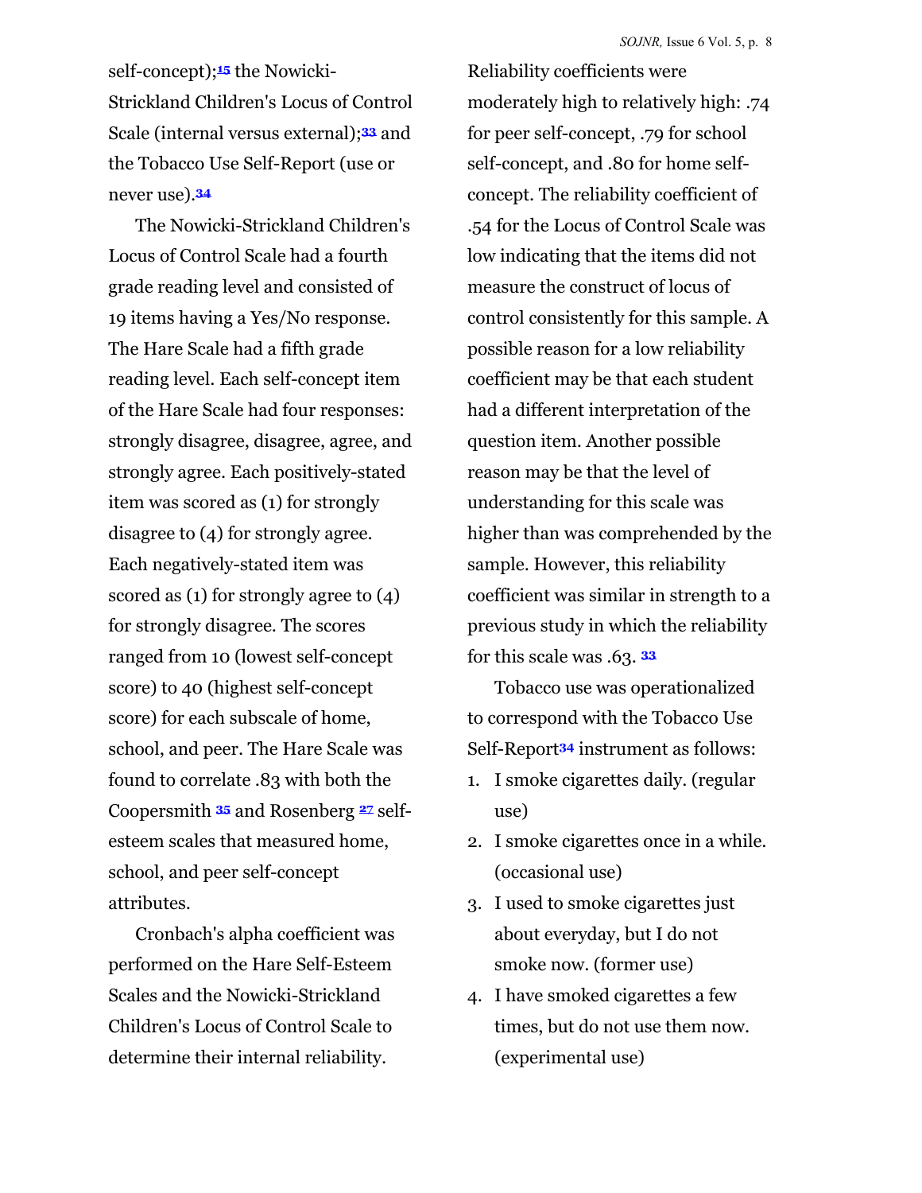self-concept);[15] the Nowicki-Strickland Children's Locus of Control Scale (internal versus external);[33] and the Tobacco Use Self-Report (use or never use).[34]

The Nowicki-Strickland Children's Locus of Control Scale had a fourth grade reading level and consisted of 19 items having a Yes/No response. The Hare Scale had a fifth grade reading level. Each self-concept item of the Hare Scale had four responses: strongly disagree, disagree, agree, and strongly agree. Each positively-stated item was scored as (1) for strongly disagree to (4) for strongly agree. Each negatively-stated item was scored as (1) for strongly agree to (4) for strongly disagree. The scores ranged from 10 (lowest self-concept score) to 40 (highest self-concept score) for each subscale of home, school, and peer. The Hare Scale was found to correlate .83 with both the Coopersmith [35] and Rosenberg [27] self-esteem scales that measured home, school, and peer self-concept attributes.

Cronbach's alpha coefficient was performed on the Hare Self-Esteem Scales and the Nowicki-Strickland Children's Locus of Control Scale to determine their internal reliability. Reliability coefficients were moderately high to relatively high: .74 for peer self-concept, .79 for school self-concept, and .80 for home self-concept. The reliability coefficient of .54 for the Locus of Control Scale was low indicating that the items did not measure the construct of locus of control consistently for this sample. A possible reason for a low reliability coefficient may be that each student had a different interpretation of the question item. Another possible reason may be that the level of understanding for this scale was higher than was comprehended by the sample. However, this reliability coefficient was similar in strength to a previous study in which the reliability for this scale was .63. [33]

Tobacco use was operationalized to correspond with the Tobacco Use Self-Report[34] instrument as follows:

1. I smoke cigarettes daily. (regular use)
2. I smoke cigarettes once in a while. (occasional use)
3. I used to smoke cigarettes just about everyday, but I do not smoke now. (former use)
4. I have smoked cigarettes a few times, but do not use them now. (experimental use)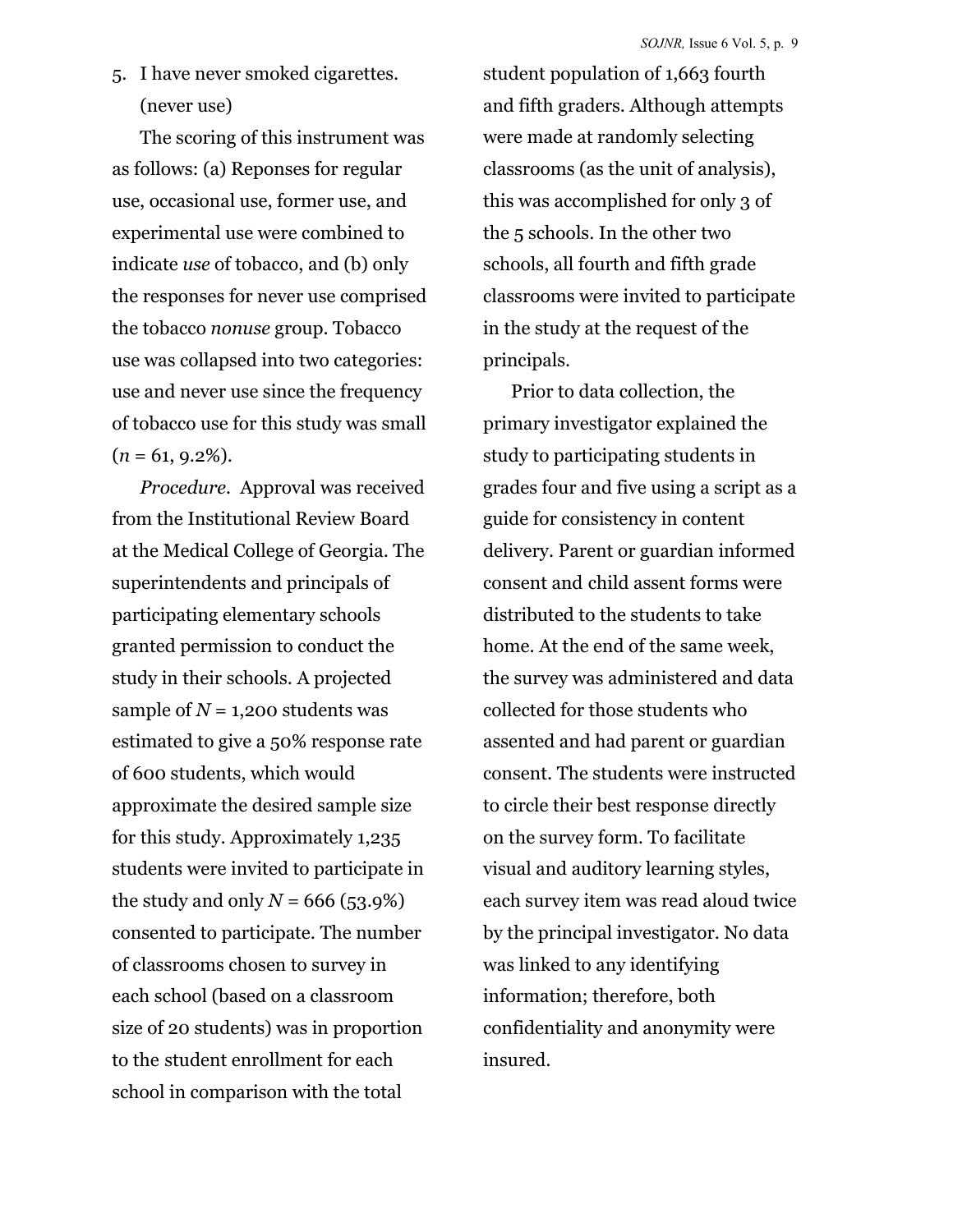5. I have never smoked cigarettes. (never use)

The scoring of this instrument was as follows: (a) Reponses for regular use, occasional use, former use, and experimental use were combined to indicate *use* of tobacco, and (b) only the responses for never use comprised the tobacco *nonuse* group. Tobacco use was collapsed into two categories: use and never use since the frequency of tobacco use for this study was small ($n$ = 61, 9.2%).

*Procedure*. Approval was received from the Institutional Review Board at the Medical College of Georgia. The superintendents and principals of participating elementary schools granted permission to conduct the study in their schools. A projected sample of $N$ = 1,200 students was estimated to give a 50% response rate of 600 students, which would approximate the desired sample size for this study. Approximately 1,235 students were invited to participate in the study and only $N$ = 666 (53.9%) consented to participate. The number of classrooms chosen to survey in each school (based on a classroom size of 20 students) was in proportion to the student enrollment for each school in comparison with the total student population of 1,663 fourth and fifth graders. Although attempts were made at randomly selecting classrooms (as the unit of analysis), this was accomplished for only 3 of the 5 schools. In the other two schools, all fourth and fifth grade classrooms were invited to participate in the study at the request of the principals.

Prior to data collection, the primary investigator explained the study to participating students in grades four and five using a script as a guide for consistency in content delivery. Parent or guardian informed consent and child assent forms were distributed to the students to take home. At the end of the same week, the survey was administered and data collected for those students who assented and had parent or guardian consent. The students were instructed to circle their best response directly on the survey form. To facilitate visual and auditory learning styles, each survey item was read aloud twice by the principal investigator. No data was linked to any identifying information; therefore, both confidentiality and anonymity were insured.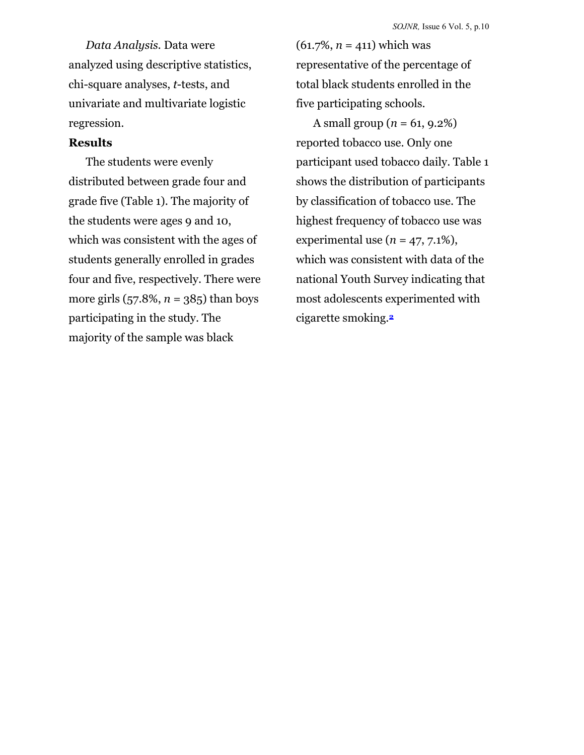*Data Analysis.* Data were analyzed using descriptive statistics, chi-square analyses, *t*-tests, and univariate and multivariate logistic regression.

**Results**

The students were evenly distributed between grade four and grade five (Table 1). The majority of the students were ages 9 and 10, which was consistent with the ages of students generally enrolled in grades four and five, respectively. There were more girls (57.8%, $n$ = 385) than boys participating in the study. The majority of the sample was black (61.7%, $n$ = 411) which was representative of the percentage of total black students enrolled in the five participating schools.

A small group ($n$ = 61, 9.2%) reported tobacco use. Only one participant used tobacco daily. Table 1 shows the distribution of participants by classification of tobacco use. The highest frequency of tobacco use was experimental use ($n$ = 47, 7.1%), which was consistent with data of the national Youth Survey indicating that most adolescents experimented with cigarette smoking.[2]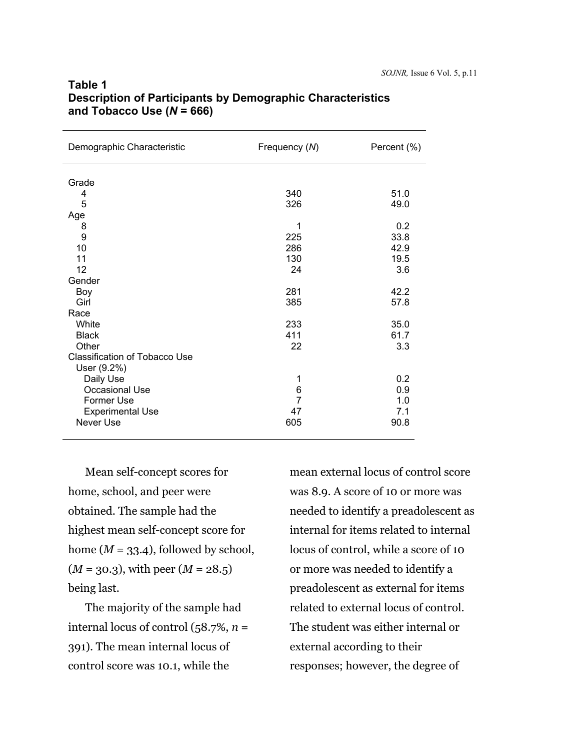**Table 1**
**Description of Participants by Demographic Characteristics and Tobacco Use (*N* = 666)**

| Demographic Characteristic | Frequency (*N*) | Percent (%) |
|---|---|---|
| Grade | | |
| 4 | 340 | 51.0 |
| 5 | 326 | 49.0 |
| Age | | |
| 8 | 1 | 0.2 |
| 9 | 225 | 33.8 |
| 10 | 286 | 42.9 |
| 11 | 130 | 19.5 |
| 12 | 24 | 3.6 |
| Gender | | |
| Boy | 281 | 42.2 |
| Girl | 385 | 57.8 |
| Race | | |
| White | 233 | 35.0 |
| Black | 411 | 61.7 |
| Other | 22 | 3.3 |
| Classification of Tobacco Use | | |
| User (9.2%) | | |
| Daily Use | 1 | 0.2 |
| Occasional Use | 6 | 0.9 |
| Former Use | 7 | 1.0 |
| Experimental Use | 47 | 7.1 |
| Never Use | 605 | 90.8 |

Mean self-concept scores for home, school, and peer were obtained. The sample had the highest mean self-concept score for home (*M* = 33.4), followed by school, (*M* = 30.3), with peer (*M* = 28.5) being last.

The majority of the sample had internal locus of control (58.7%, *n* = 391). The mean internal locus of control score was 10.1, while the mean external locus of control score was 8.9. A score of 10 or more was needed to identify a preadolescent as internal for items related to internal locus of control, while a score of 10 or more was needed to identify a preadolescent as external for items related to external locus of control. The student was either internal or external according to their responses; however, the degree of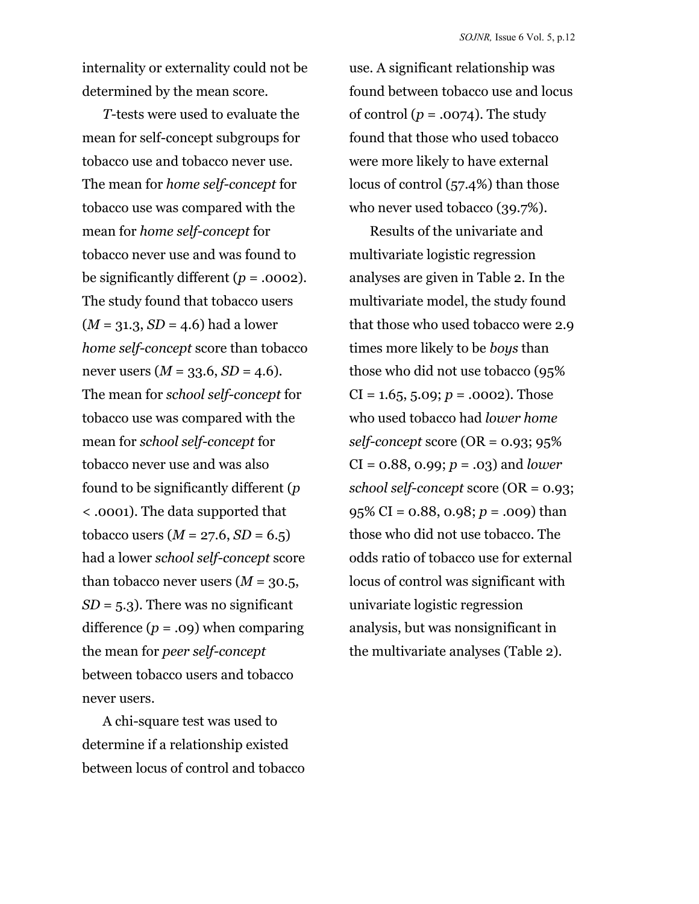internality or externality could not be determined by the mean score.

*T*-tests were used to evaluate the mean for self-concept subgroups for tobacco use and tobacco never use. The mean for *home self-concept* for tobacco use was compared with the mean for *home self-concept* for tobacco never use and was found to be significantly different ($p$ = .0002). The study found that tobacco users ($M$ = 31.3, $SD$ = 4.6) had a lower *home self-concept* score than tobacco never users ($M$ = 33.6, $SD$ = 4.6). The mean for *school self-concept* for tobacco use was compared with the mean for *school self-concept* for tobacco never use and was also found to be significantly different ($p$ < .0001). The data supported that tobacco users ($M$ = 27.6, $SD$ = 6.5) had a lower *school self-concept* score than tobacco never users ($M$ = 30.5, $SD$ = 5.3). There was no significant difference ($p$ = .09) when comparing the mean for *peer self-concept* between tobacco users and tobacco never users.

A chi-square test was used to determine if a relationship existed between locus of control and tobacco use. A significant relationship was found between tobacco use and locus of control ($p$ = .0074). The study found that those who used tobacco were more likely to have external locus of control (57.4%) than those who never used tobacco (39.7%).

Results of the univariate and multivariate logistic regression analyses are given in Table 2. In the multivariate model, the study found that those who used tobacco were 2.9 times more likely to be *boys* than those who did not use tobacco (95% CI = 1.65, 5.09; $p$ = .0002). Those who used tobacco had *lower home self-concept* score (OR = 0.93; 95% CI = 0.88, 0.99; $p$ = .03) and *lower school self-concept* score (OR = 0.93; 95% CI = 0.88, 0.98; $p$ = .009) than those who did not use tobacco. The odds ratio of tobacco use for external locus of control was significant with univariate logistic regression analysis, but was nonsignificant in the multivariate analyses (Table 2).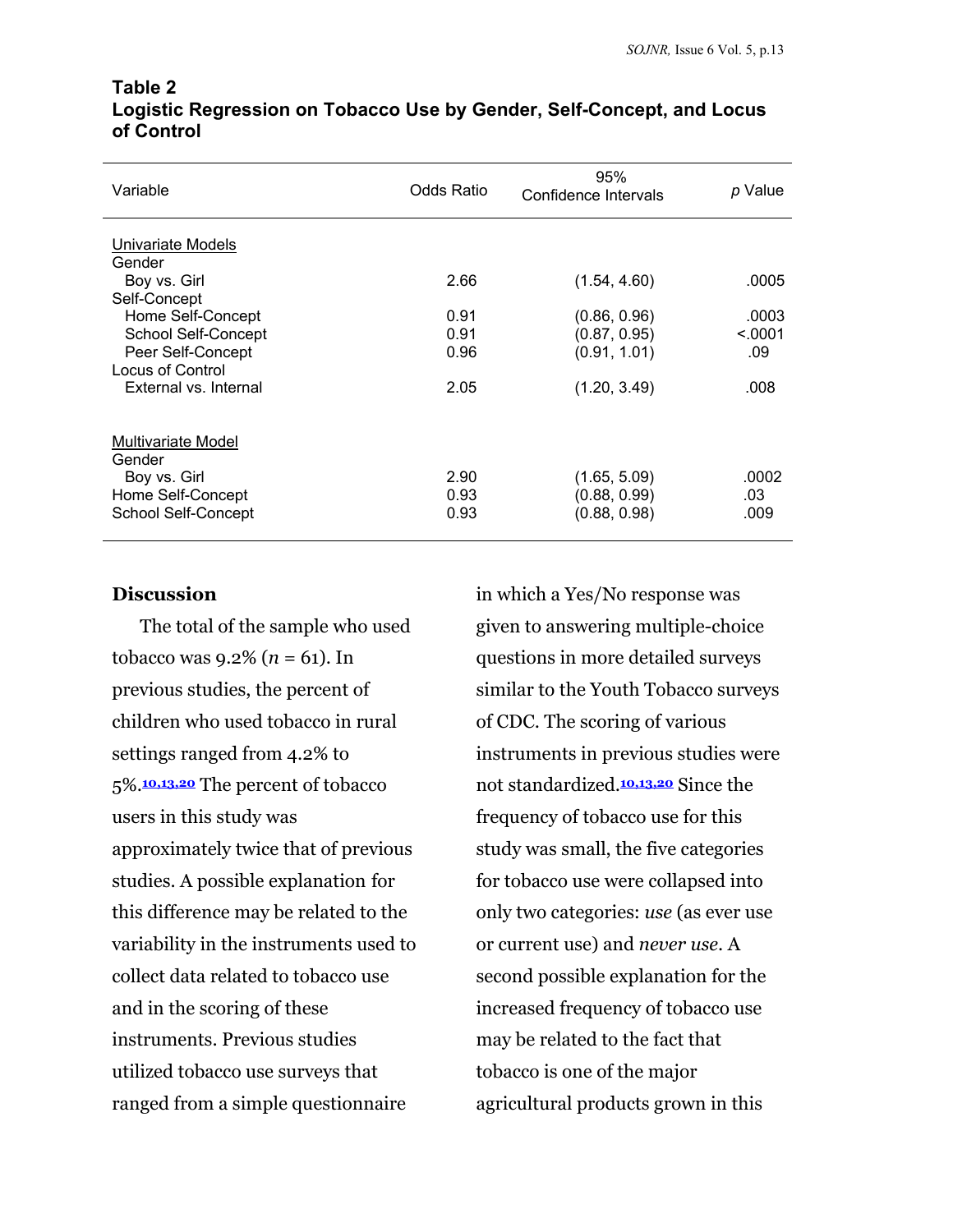**Table 2**
**Logistic Regression on Tobacco Use by Gender, Self-Concept, and Locus of Control**

| Variable | Odds Ratio | 95% Confidence Intervals | *p* Value |
|---|---|---|---|
| Univariate Models | | | |
| Gender | | | |
| Boy vs. Girl | 2.66 | (1.54, 4.60) | .0005 |
| Self-Concept | | | |
| Home Self-Concept | 0.91 | (0.86, 0.96) | .0003 |
| School Self-Concept | 0.91 | (0.87, 0.95) | <.0001 |
| Peer Self-Concept | 0.96 | (0.91, 1.01) | .09 |
| Locus of Control | | | |
| External vs. Internal | 2.05 | (1.20, 3.49) | .008 |
| Multivariate Model | | | |
| Gender | | | |
| Boy vs. Girl | 2.90 | (1.65, 5.09) | .0002 |
| Home Self-Concept | 0.93 | (0.88, 0.99) | .03 |
| School Self-Concept | 0.93 | (0.88, 0.98) | .009 |

## Discussion

The total of the sample who used tobacco was 9.2% (*n* = 61). In previous studies, the percent of children who used tobacco in rural settings ranged from 4.2% to 5%.[10,13,20] The percent of tobacco users in this study was approximately twice that of previous studies. A possible explanation for this difference may be related to the variability in the instruments used to collect data related to tobacco use and in the scoring of these instruments. Previous studies utilized tobacco use surveys that ranged from a simple questionnaire in which a Yes/No response was given to answering multiple-choice questions in more detailed surveys similar to the Youth Tobacco surveys of CDC. The scoring of various instruments in previous studies were not standardized.[10,13,20] Since the frequency of tobacco use for this study was small, the five categories for tobacco use were collapsed into only two categories: *use* (as ever use or current use) and *never use*. A second possible explanation for the increased frequency of tobacco use may be related to the fact that tobacco is one of the major agricultural products grown in this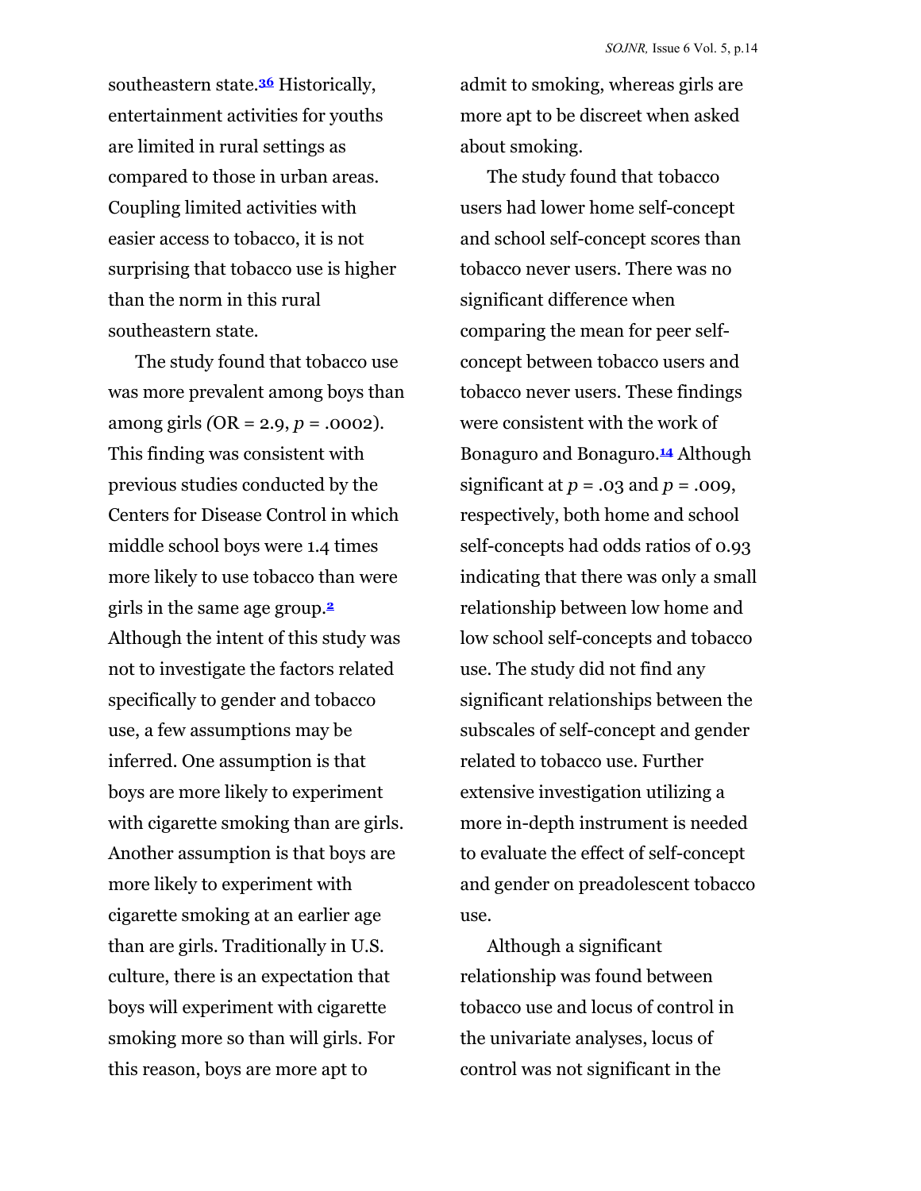southeastern state.[36] Historically, entertainment activities for youths are limited in rural settings as compared to those in urban areas. Coupling limited activities with easier access to tobacco, it is not surprising that tobacco use is higher than the norm in this rural southeastern state.

The study found that tobacco use was more prevalent among boys than among girls (OR = 2.9, $p = .0002$). This finding was consistent with previous studies conducted by the Centers for Disease Control in which middle school boys were 1.4 times more likely to use tobacco than were girls in the same age group.[2] Although the intent of this study was not to investigate the factors related specifically to gender and tobacco use, a few assumptions may be inferred. One assumption is that boys are more likely to experiment with cigarette smoking than are girls. Another assumption is that boys are more likely to experiment with cigarette smoking at an earlier age than are girls. Traditionally in U.S. culture, there is an expectation that boys will experiment with cigarette smoking more so than will girls. For this reason, boys are more apt to admit to smoking, whereas girls are more apt to be discreet when asked about smoking.

The study found that tobacco users had lower home self-concept and school self-concept scores than tobacco never users. There was no significant difference when comparing the mean for peer self-concept between tobacco users and tobacco never users. These findings were consistent with the work of Bonaguro and Bonaguro.[14] Although significant at $p = .03$ and $p = .009$, respectively, both home and school self-concepts had odds ratios of 0.93 indicating that there was only a small relationship between low home and low school self-concepts and tobacco use. The study did not find any significant relationships between the subscales of self-concept and gender related to tobacco use. Further extensive investigation utilizing a more in-depth instrument is needed to evaluate the effect of self-concept and gender on preadolescent tobacco use.

Although a significant relationship was found between tobacco use and locus of control in the univariate analyses, locus of control was not significant in the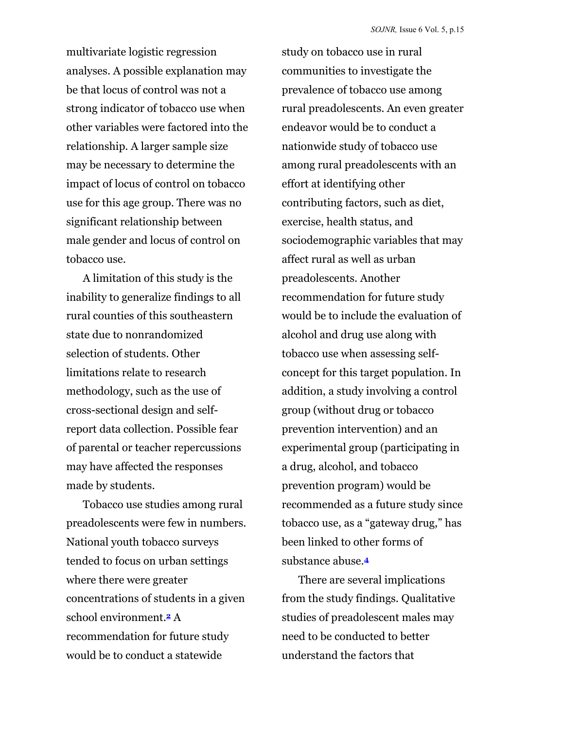multivariate logistic regression analyses. A possible explanation may be that locus of control was not a strong indicator of tobacco use when other variables were factored into the relationship. A larger sample size may be necessary to determine the impact of locus of control on tobacco use for this age group. There was no significant relationship between male gender and locus of control on tobacco use.

A limitation of this study is the inability to generalize findings to all rural counties of this southeastern state due to nonrandomized selection of students. Other limitations relate to research methodology, such as the use of cross-sectional design and self-report data collection. Possible fear of parental or teacher repercussions may have affected the responses made by students.

Tobacco use studies among rural preadolescents were few in numbers. National youth tobacco surveys tended to focus on urban settings where there were greater concentrations of students in a given school environment.[2] A recommendation for future study would be to conduct a statewide study on tobacco use in rural communities to investigate the prevalence of tobacco use among rural preadolescents. An even greater endeavor would be to conduct a nationwide study of tobacco use among rural preadolescents with an effort at identifying other contributing factors, such as diet, exercise, health status, and sociodemographic variables that may affect rural as well as urban preadolescents. Another recommendation for future study would be to include the evaluation of alcohol and drug use along with tobacco use when assessing self-concept for this target population. In addition, a study involving a control group (without drug or tobacco prevention intervention) and an experimental group (participating in a drug, alcohol, and tobacco prevention program) would be recommended as a future study since tobacco use, as a "gateway drug," has been linked to other forms of substance abuse.[4]

There are several implications from the study findings. Qualitative studies of preadolescent males may need to be conducted to better understand the factors that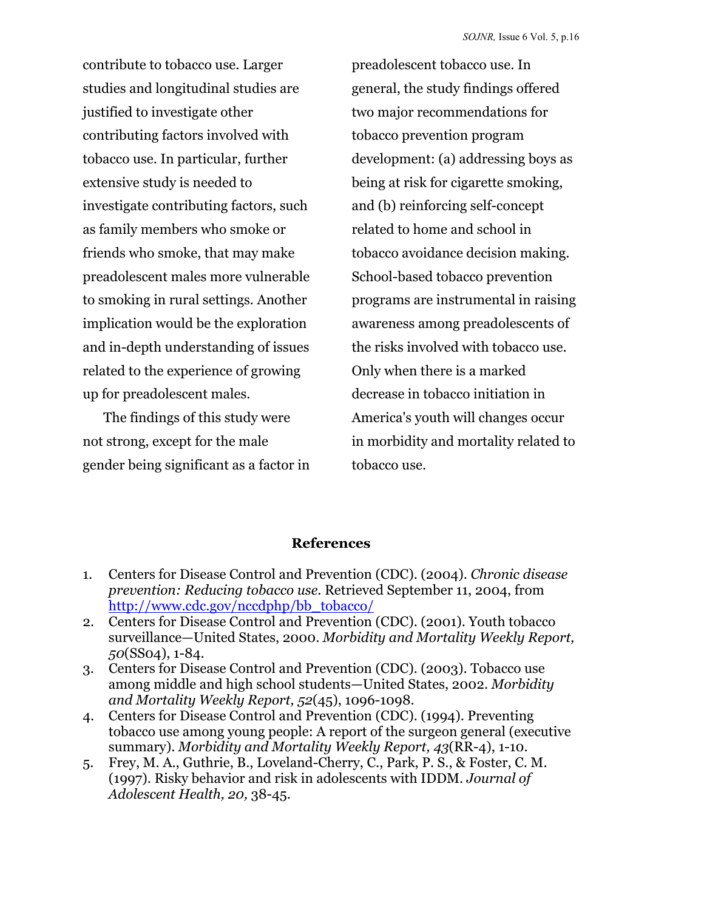contribute to tobacco use. Larger studies and longitudinal studies are justified to investigate other contributing factors involved with tobacco use. In particular, further extensive study is needed to investigate contributing factors, such as family members who smoke or friends who smoke, that may make preadolescent males more vulnerable to smoking in rural settings. Another implication would be the exploration and in-depth understanding of issues related to the experience of growing up for preadolescent males.

The findings of this study were not strong, except for the male gender being significant as a factor in preadolescent tobacco use. In general, the study findings offered two major recommendations for tobacco prevention program development: (a) addressing boys as being at risk for cigarette smoking, and (b) reinforcing self-concept related to home and school in tobacco avoidance decision making. School-based tobacco prevention programs are instrumental in raising awareness among preadolescents of the risks involved with tobacco use. Only when there is a marked decrease in tobacco initiation in America's youth will changes occur in morbidity and mortality related to tobacco use.

## References

1. Centers for Disease Control and Prevention (CDC). (2004). *Chronic disease prevention: Reducing tobacco use.* Retrieved September 11, 2004, from http://www.cdc.gov/nccdphp/bb_tobacco/
2. Centers for Disease Control and Prevention (CDC). (2001). Youth tobacco surveillance—United States, 2000. *Morbidity and Mortality Weekly Report, 50*(SS04), 1-84.
3. Centers for Disease Control and Prevention (CDC). (2003). Tobacco use among middle and high school students—United States, 2002. *Morbidity and Mortality Weekly Report, 52*(45), 1096-1098.
4. Centers for Disease Control and Prevention (CDC). (1994). Preventing tobacco use among young people: A report of the surgeon general (executive summary). *Morbidity and Mortality Weekly Report, 43*(RR-4), 1-10.
5. Frey, M. A., Guthrie, B., Loveland-Cherry, C., Park, P. S., & Foster, C. M. (1997). Risky behavior and risk in adolescents with IDDM. *Journal of Adolescent Health, 20,* 38-45.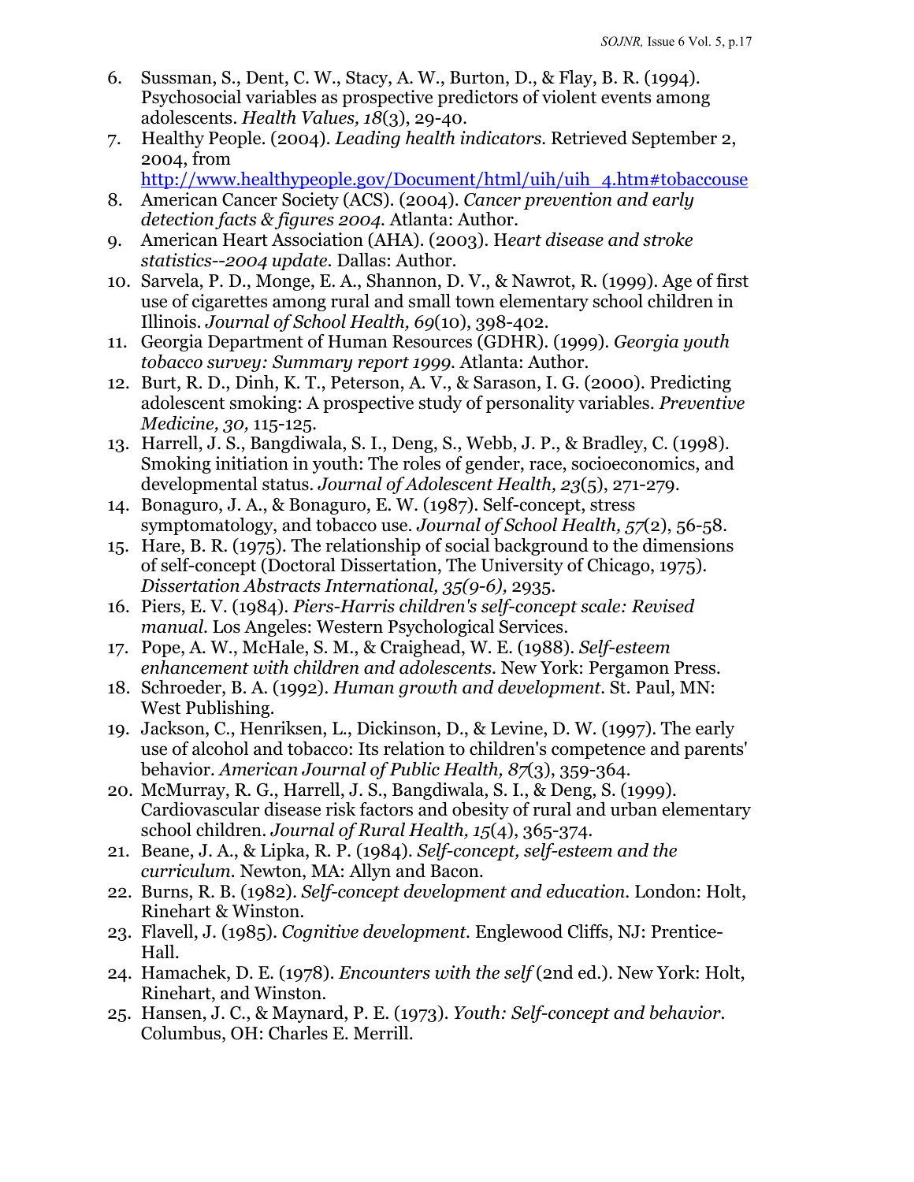6. Sussman, S., Dent, C. W., Stacy, A. W., Burton, D., & Flay, B. R. (1994). Psychosocial variables as prospective predictors of violent events among adolescents. *Health Values, 18*(3), 29-40.
7. Healthy People. (2004). *Leading health indicators.* Retrieved September 2, 2004, from http://www.healthypeople.gov/Document/html/uih/uih_4.htm#tobaccouse
8. American Cancer Society (ACS). (2004). *Cancer prevention and early detection facts & figures 2004.* Atlanta: Author.
9. American Heart Association (AHA). (2003). H*eart disease and stroke statistics--2004 update.* Dallas: Author.
10. Sarvela, P. D., Monge, E. A., Shannon, D. V., & Nawrot, R. (1999). Age of first use of cigarettes among rural and small town elementary school children in Illinois. *Journal of School Health, 69*(10), 398-402.
11. Georgia Department of Human Resources (GDHR). (1999). *Georgia youth tobacco survey: Summary report 1999.* Atlanta: Author.
12. Burt, R. D., Dinh, K. T., Peterson, A. V., & Sarason, I. G. (2000). Predicting adolescent smoking: A prospective study of personality variables. *Preventive Medicine, 30,* 115-125.
13. Harrell, J. S., Bangdiwala, S. I., Deng, S., Webb, J. P., & Bradley, C. (1998). Smoking initiation in youth: The roles of gender, race, socioeconomics, and developmental status. *Journal of Adolescent Health, 23*(5), 271-279.
14. Bonaguro, J. A., & Bonaguro, E. W. (1987). Self-concept, stress symptomatology, and tobacco use. *Journal of School Health, 57*(2), 56-58.
15. Hare, B. R. (1975). The relationship of social background to the dimensions of self-concept (Doctoral Dissertation, The University of Chicago, 1975). *Dissertation Abstracts International, 35(9-6),* 2935.
16. Piers, E. V. (1984). *Piers-Harris children's self-concept scale: Revised manual.* Los Angeles: Western Psychological Services.
17. Pope, A. W., McHale, S. M., & Craighead, W. E. (1988). *Self-esteem enhancement with children and adolescents.* New York: Pergamon Press.
18. Schroeder, B. A. (1992). *Human growth and development.* St. Paul, MN: West Publishing.
19. Jackson, C., Henriksen, L., Dickinson, D., & Levine, D. W. (1997). The early use of alcohol and tobacco: Its relation to children's competence and parents' behavior. *American Journal of Public Health, 87*(3), 359-364.
20. McMurray, R. G., Harrell, J. S., Bangdiwala, S. I., & Deng, S. (1999). Cardiovascular disease risk factors and obesity of rural and urban elementary school children. *Journal of Rural Health, 15*(4), 365-374.
21. Beane, J. A., & Lipka, R. P. (1984). *Self-concept, self-esteem and the curriculum.* Newton, MA: Allyn and Bacon.
22. Burns, R. B. (1982). *Self-concept development and education.* London: Holt, Rinehart & Winston.
23. Flavell, J. (1985). *Cognitive development.* Englewood Cliffs, NJ: Prentice-Hall.
24. Hamachek, D. E. (1978). *Encounters with the self* (2nd ed.). New York: Holt, Rinehart, and Winston.
25. Hansen, J. C., & Maynard, P. E. (1973). *Youth: Self-concept and behavior.* Columbus, OH: Charles E. Merrill.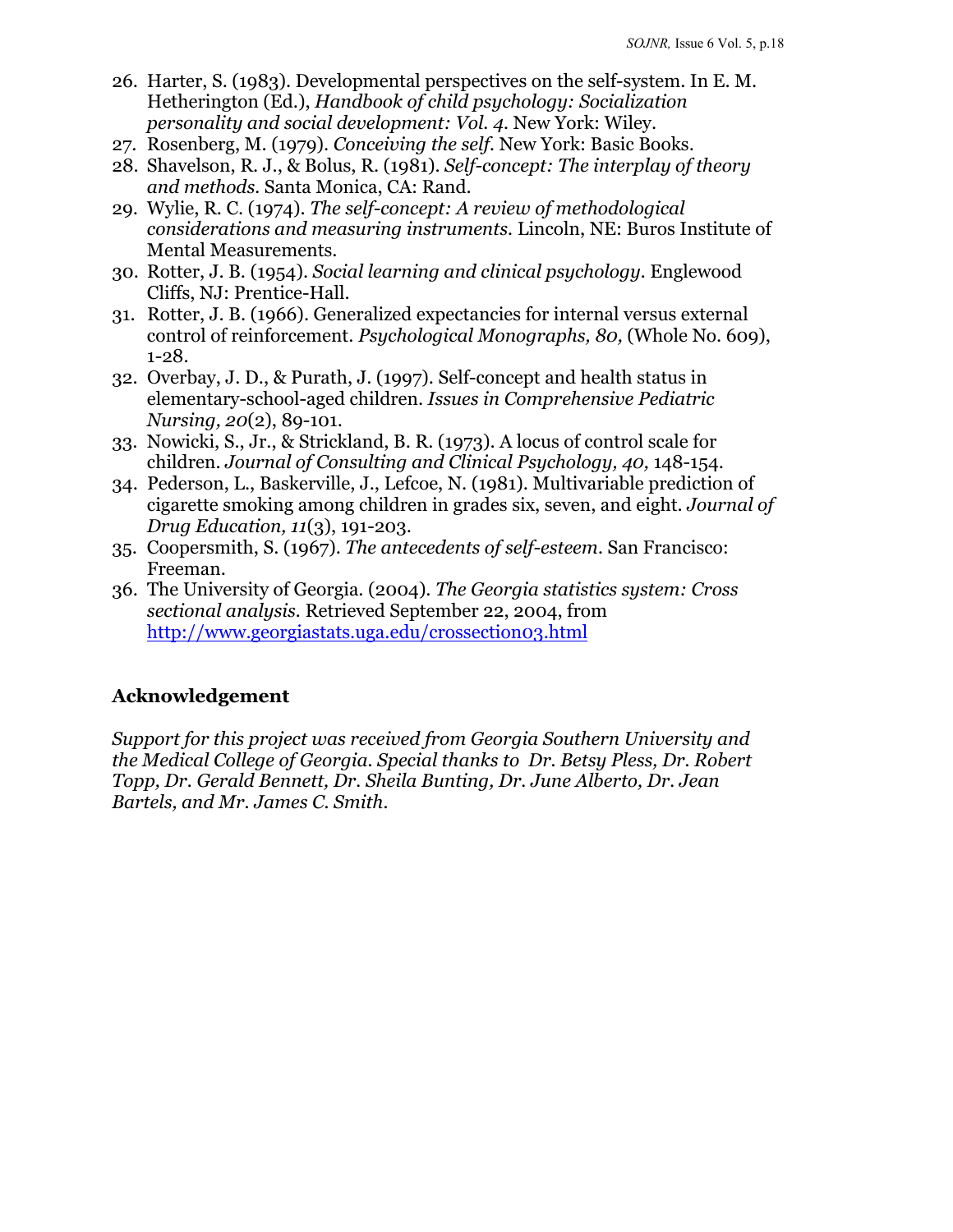26. Harter, S. (1983). Developmental perspectives on the self-system. In E. M. Hetherington (Ed.), *Handbook of child psychology: Socialization personality and social development: Vol. 4*. New York: Wiley.
27. Rosenberg, M. (1979). *Conceiving the self*. New York: Basic Books.
28. Shavelson, R. J., & Bolus, R. (1981). *Self-concept: The interplay of theory and methods*. Santa Monica, CA: Rand.
29. Wylie, R. C. (1974). *The self-concept: A review of methodological considerations and measuring instruments*. Lincoln, NE: Buros Institute of Mental Measurements.
30. Rotter, J. B. (1954). *Social learning and clinical psychology*. Englewood Cliffs, NJ: Prentice-Hall.
31. Rotter, J. B. (1966). Generalized expectancies for internal versus external control of reinforcement. *Psychological Monographs, 80,* (Whole No. 609), 1-28.
32. Overbay, J. D., & Purath, J. (1997). Self-concept and health status in elementary-school-aged children. *Issues in Comprehensive Pediatric Nursing, 20*(2), 89-101.
33. Nowicki, S., Jr., & Strickland, B. R. (1973). A locus of control scale for children. *Journal of Consulting and Clinical Psychology, 40,* 148-154.
34. Pederson, L., Baskerville, J., Lefcoe, N. (1981). Multivariable prediction of cigarette smoking among children in grades six, seven, and eight. *Journal of Drug Education, 11*(3), 191-203.
35. Coopersmith, S. (1967). *The antecedents of self-esteem*. San Francisco: Freeman.
36. The University of Georgia. (2004). *The Georgia statistics system: Cross sectional analysis*. Retrieved September 22, 2004, from http://www.georgiastats.uga.edu/crossection03.html

## Acknowledgement

*Support for this project was received from Georgia Southern University and the Medical College of Georgia. Special thanks to Dr. Betsy Pless, Dr. Robert Topp, Dr. Gerald Bennett, Dr. Sheila Bunting, Dr. June Alberto, Dr. Jean Bartels, and Mr. James C. Smith.*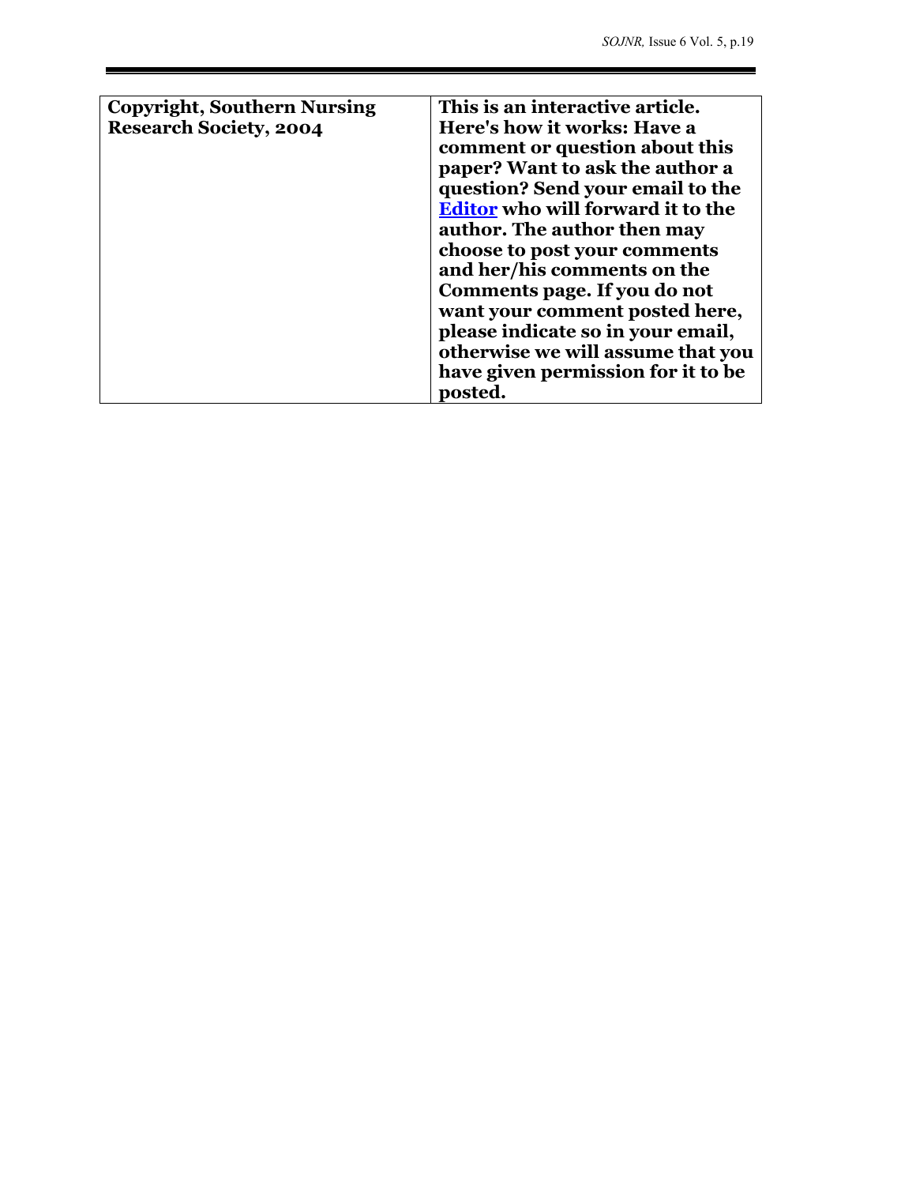| | |
|---|---|
| **Copyright, Southern Nursing Research Society, 2004** | **This is an interactive article. Here's how it works: Have a comment or question about this paper? Want to ask the author a question? Send your email to the Editor who will forward it to the author. The author then may choose to post your comments and her/his comments on the Comments page. If you do not want your comment posted here, please indicate so in your email, otherwise we will assume that you have given permission for it to be posted.** |